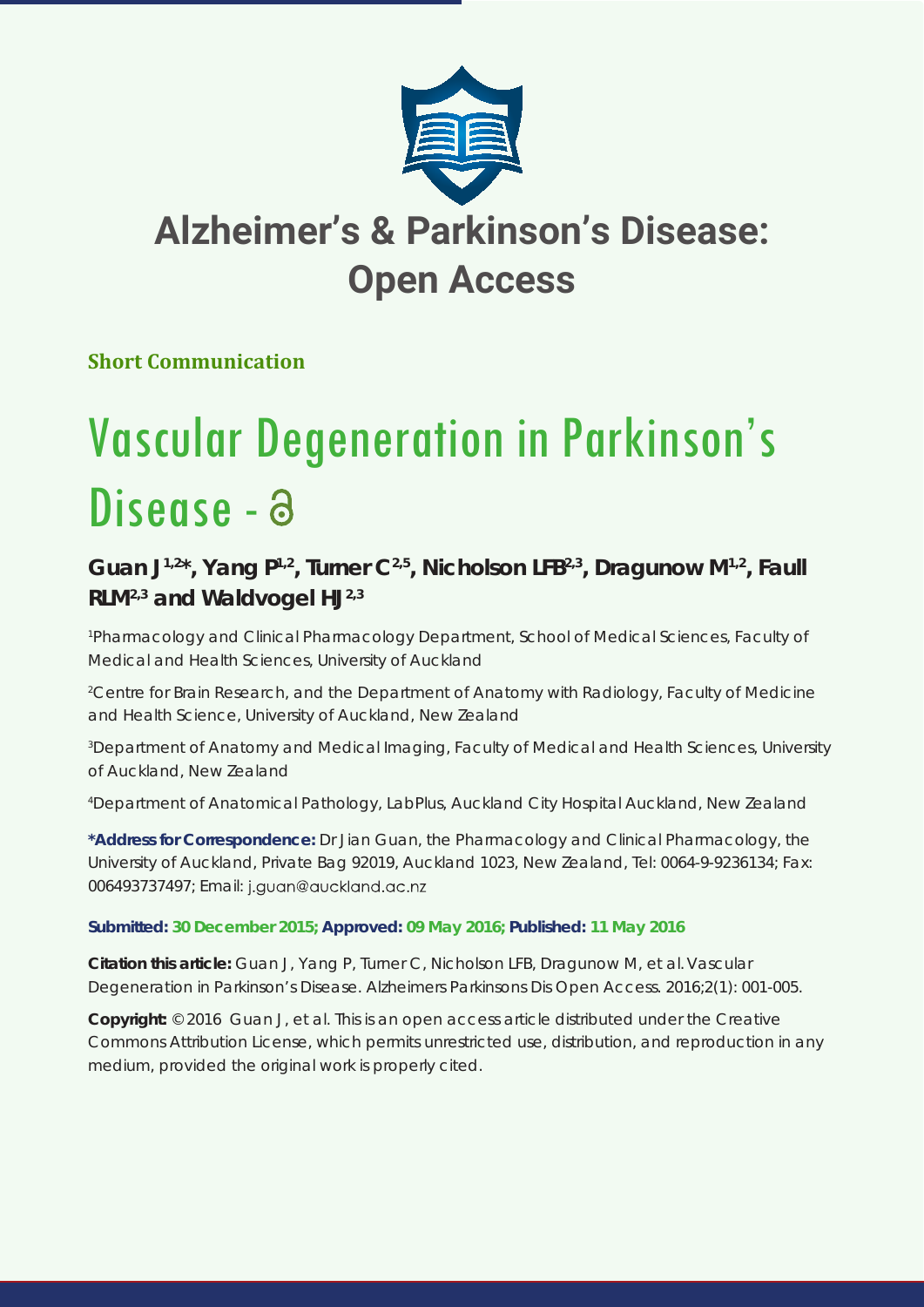# Alzheimer's & Parkinson's Disease: Open Access

**Short Communication**

# Vascular Degeneration in Parkinson's Disease

**Guan J[1,2]*, Yang P[1,2], Turner C[2,5], Nicholson LFB[2,3], Dragunow M[1,2], Faull RLM[2,3] and Waldvogel HJ[2,3]**

[1]Pharmacology and Clinical Pharmacology Department, School of Medical Sciences, Faculty of Medical and Health Sciences, University of Auckland

[2]Centre for Brain Research, and the Department of Anatomy with Radiology, Faculty of Medicine and Health Science, University of Auckland, New Zealand

[3]Department of Anatomy and Medical Imaging, Faculty of Medical and Health Sciences, University of Auckland, New Zealand

[4]Department of Anatomical Pathology, LabPlus, Auckland City Hospital Auckland, New Zealand

**\*Address for Correspondence:** Dr Jian Guan, the Pharmacology and Clinical Pharmacology, the University of Auckland, Private Bag 92019, Auckland 1023, New Zealand, Tel: 0064-9-9236134; Fax: 006493737497; Email: j.guan@auckland.ac.nz

**Submitted: 30 December 2015; Approved: 09 May 2016; Published: 11 May 2016**

**Citation this article:** Guan J, Yang P, Turner C, Nicholson LFB, Dragunow M, et al. Vascular Degeneration in Parkinson's Disease. Alzheimers Parkinsons Dis Open Access. 2016;2(1): 001-005.

**Copyright:** © 2016 Guan J, et al. This is an open access article distributed under the Creative Commons Attribution License, which permits unrestricted use, distribution, and reproduction in any medium, provided the original work is properly cited.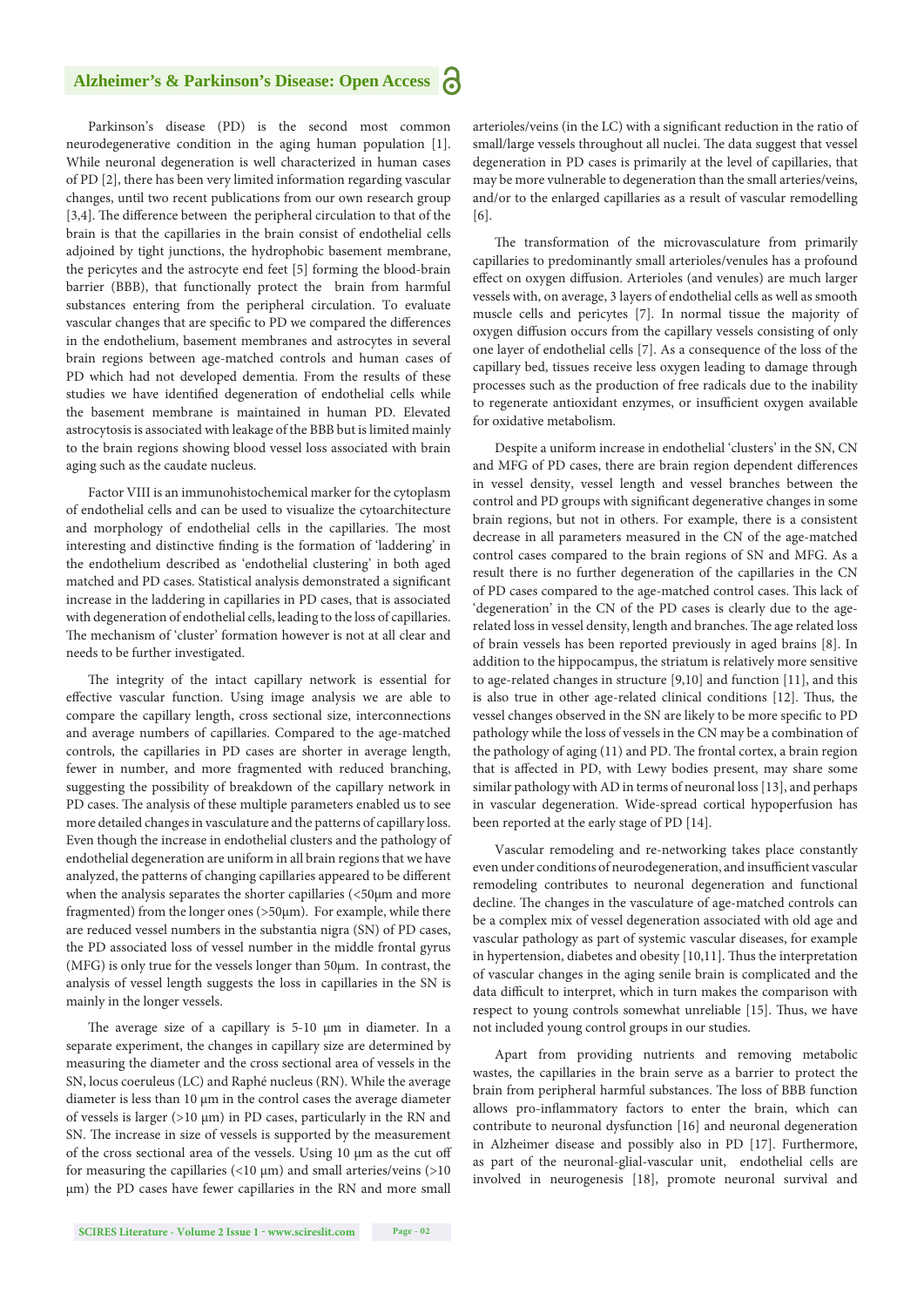Parkinson's disease (PD) is the second most common neurodegenerative condition in the aging human population [1]. While neuronal degeneration is well characterized in human cases of PD [2], there has been very limited information regarding vascular changes, until two recent publications from our own research group [3,4]. The difference between the peripheral circulation to that of the brain is that the capillaries in the brain consist of endothelial cells adjoined by tight junctions, the hydrophobic basement membrane, the pericytes and the astrocyte end feet [5] forming the blood-brain barrier (BBB), that functionally protect the brain from harmful substances entering from the peripheral circulation. To evaluate vascular changes that are specific to PD we compared the differences in the endothelium, basement membranes and astrocytes in several brain regions between age-matched controls and human cases of PD which had not developed dementia. From the results of these studies we have identified degeneration of endothelial cells while the basement membrane is maintained in human PD. Elevated astrocytosis is associated with leakage of the BBB but is limited mainly to the brain regions showing blood vessel loss associated with brain aging such as the caudate nucleus.

Factor VIII is an immunohistochemical marker for the cytoplasm of endothelial cells and can be used to visualize the cytoarchitecture and morphology of endothelial cells in the capillaries. The most interesting and distinctive finding is the formation of 'laddering' in the endothelium described as 'endothelial clustering' in both aged matched and PD cases. Statistical analysis demonstrated a significant increase in the laddering in capillaries in PD cases, that is associated with degeneration of endothelial cells, leading to the loss of capillaries. The mechanism of 'cluster' formation however is not at all clear and needs to be further investigated.

The integrity of the intact capillary network is essential for effective vascular function. Using image analysis we are able to compare the capillary length, cross sectional size, interconnections and average numbers of capillaries. Compared to the age-matched controls, the capillaries in PD cases are shorter in average length, fewer in number, and more fragmented with reduced branching, suggesting the possibility of breakdown of the capillary network in PD cases. The analysis of these multiple parameters enabled us to see more detailed changes in vasculature and the patterns of capillary loss. Even though the increase in endothelial clusters and the pathology of endothelial degeneration are uniform in all brain regions that we have analyzed, the patterns of changing capillaries appeared to be different when the analysis separates the shorter capillaries (<50μm and more fragmented) from the longer ones (>50μm). For example, while there are reduced vessel numbers in the substantia nigra (SN) of PD cases, the PD associated loss of vessel number in the middle frontal gyrus (MFG) is only true for the vessels longer than 50μm. In contrast, the analysis of vessel length suggests the loss in capillaries in the SN is mainly in the longer vessels.

The average size of a capillary is 5-10 μm in diameter. In a separate experiment, the changes in capillary size are determined by measuring the diameter and the cross sectional area of vessels in the SN, locus ceruleus (LC) and Raphé nucleus (RN). While the average diameter is less than 10 μm in the control cases the average diameter of vessels is larger (>10 μm) in PD cases, particularly in the RN and SN. The increase in size of vessels is supported by the measurement of the cross sectional area. Using 10 μm as the cut off for measuring the capillaries (<10 μm) and small arteries/veins (>10 μm) the PD cases have fewer capillaries in the RN and more small arterioles/veins (in the LC) with a significant reduction in the ratio of small/large vessels throughout all nuclei. The data suggest that vessel degeneration in PD cases is primarily at the level of capillaries, that may be more vulnerable to degeneration than the small arteries/veins, and/or to the enlarged capillaries as a result of vascular remodelling [6].

The transformation of the microvasculature from primarily capillaries to predominantly small arterioles/venules has a profound effect on oxygen diffusion. Arterioles (and venules) are much larger vessels with, on average, 3 layers of endothelial cells as well as smooth muscle cells and pericytes [7]. In normal tissue the majority of oxygen diffusion occurs from the capillary vessels consisting of only one layer of endothelial cells [7]. As a consequence of the loss of the capillary bed, tissues receive less oxygen leading to damage through processes such as the production of free radicals due to the inability to regenerate antioxidant enzymes, or insufficient oxygen available for oxidative metabolism.

Despite a uniform increase in endothelial 'clusters' in the SN, CN and MFG of PD cases, there are brain region dependent differences in vessel density, vessel length and vessel branches between the control and PD groups with significant degenerative changes in some brain regions, but not in others. For example, there is a consistent decrease in all parameters measured in the CN of the age-matched control cases compared to the brain regions of SN and MFG. As a result there is no further degeneration of the capillaries in the CN of PD cases compared to the age-matched control cases. This lack of 'degeneration' in the CN of the PD cases is clearly due to the age-related loss in vessel density, length and branches. The age related loss of brain vessels has been reported previously in aged brains [8]. In addition to the hippocampus, the striatum is relatively more sensitive to age-related changes in structure [9,10] and function [11], and this is also true in other age-related clinical conditions [12]. Thus, the vessel changes observed in the SN are likely to be more specific to PD pathology while the loss of vessels in the CN may be a combination of the pathology of aging (11) and PD. The frontal cortex, a brain region that is affected in PD, with Lewy bodies present, may share some similar pathology with AD in terms of neuronal loss [13], and perhaps in vascular degeneration. Wide-spread cortical hypoperfusion has been reported at the early stage of PD [14].

Vascular remodeling and re-networking takes place constantly even under conditions of neurodegeneration, and insufficient vascular remodeling contributes to neuronal degeneration and functional decline. The changes in the vasculature of age-matched controls can be a complex mix of vessel degeneration associated with old age and vascular pathology as part of systemic vascular diseases, for example in hypertension, diabetes and obesity [10,11]. Thus the interpretation of vascular changes in the aging senile brain is complicated and the data difficult to interpret, which in turn makes the comparison with respect to young controls somewhat unreliable [15]. Thus, we have not included young control groups in our studies.

Apart from providing nutrients and removing metabolic wastes, the capillaries in the brain serve as a barrier to protect the brain from peripheral harmful substances. The loss of BBB function allows pro-inflammatory factors to enter the brain, which can contribute to neuronal dysfunction [16] and neuronal degeneration in Alzheimer disease and possibly also in PD [17]. Furthermore, as part of the neuronal-glial-vascular unit, endothelial cells are involved in neurogenesis [18], promote neuronal survival and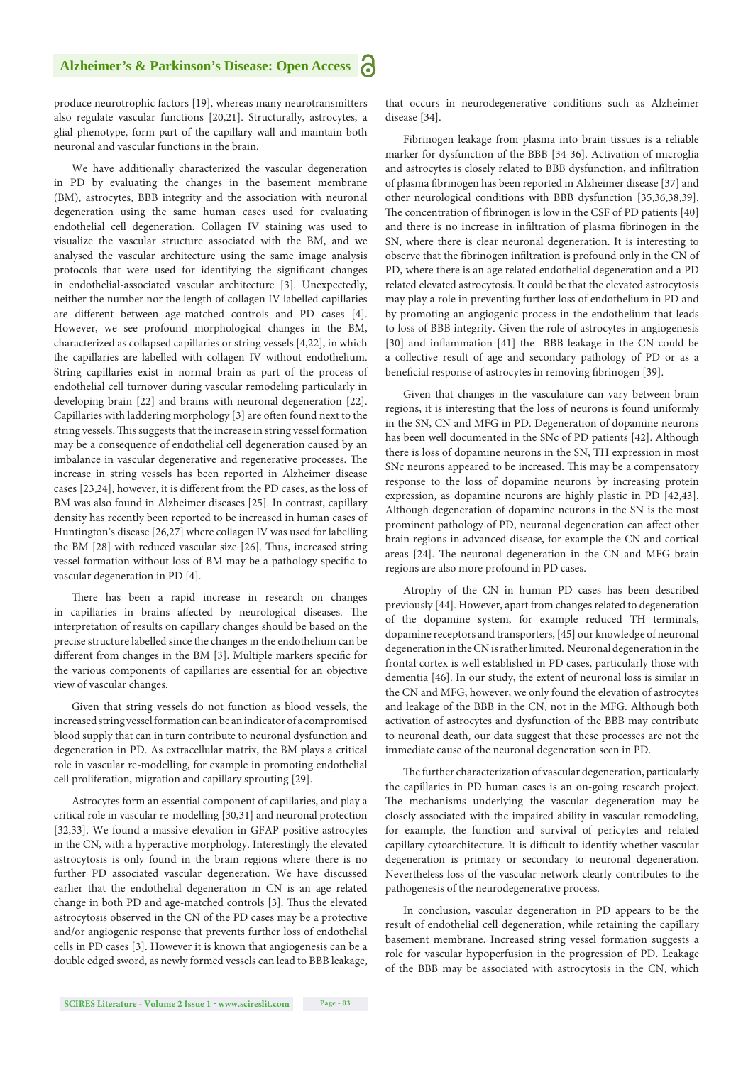produce neurotrophic factors [19], whereas many neurotransmitters also regulate vascular functions [20,21]. Structurally, astrocytes, a glial phenotype, form part of the capillary wall and maintain both neuronal and vascular functions in the brain.

We have additionally characterized the vascular degeneration in PD by evaluating the changes in the basement membrane (BM), astrocytes, BBB integrity and the association with neuronal degeneration using the same human cases used for evaluating endothelial cell degeneration. Collagen IV staining was used to visualize the vascular structure associated with the BM, and we analysed the vascular architecture using the same image analysis protocols that were used for identifying the significant changes in endothelial-associated vascular architecture [3]. Unexpectedly, neither the number nor the length of collagen IV labelled capillaries are different between age-matched controls and PD cases [4]. However, we see profound morphological changes in the BM, characterized as collapsed capillaries or string vessels [4,22], in which the capillaries are labelled with collagen IV without endothelium. String capillaries exist in normal brain as part of the process of endothelial cell turnover during vascular remodeling particularly in developing brain [22] and brains with neuronal degeneration [22]. Capillaries with laddering morphology [3] are often found next to the string vessels. This suggests that the increase in string vessel formation may be a consequence of endothelial cell degeneration caused by an imbalance in vascular degenerative and regenerative processes. The increase in string vessels has been reported in Alzheimer disease cases [23,24], however, it is different from the PD cases, as the loss of BM was also found in Alzheimer diseases [25]. In contrast, capillary density has recently been reported to be increased in human cases of Huntington's disease [26,27] where collagen IV was used for labelling the BM [28] with reduced vascular size [26]. Thus, increased string vessel formation without loss of BM may be a pathology specific to vascular degeneration in PD [4].

There has been a rapid increase in research on changes in capillaries in brains affected by neurological diseases. The interpretation of results on capillary changes should be based on the precise structure labelled since the changes in the endothelium can be different from changes in the BM [3]. Multiple markers specific for the various components of capillaries are essential for an objective view of vascular changes.

Given that string vessels do not function as blood vessels, the increased string vessel formation can be an indicator of a compromised blood supply that can in turn contribute to neuronal dysfunction and degeneration in PD. As extracellular matrix, the BM plays a critical role in vascular re-modelling, for example in promoting endothelial cell proliferation, migration and capillary sprouting [29].

Astrocytes form an essential component of capillaries, and play a critical role in vascular re-modelling [30,31] and neuronal protection [32,33]. We found a massive elevation in GFAP positive astrocytes in the CN, with a hyperactive morphology. Interestingly the elevated astrocytosis is only found in the brain regions where there is no further PD associated vascular degeneration. We have discussed earlier that the endothelial degeneration in CN is an age related change in both PD and age-matched controls [3]. Thus the elevated astrocytosis observed in the CN of the PD cases may be a protective and/or angiogenic response that prevents further loss of endothelial cells in PD cases [3]. However it is known that angiogenesis can be a double edged sword, as newly formed vessels can lead to BBB leakage, that occurs in neurodegenerative conditions such as Alzheimer disease [34].

Fibrinogen leakage from plasma into brain tissues is a reliable marker for dysfunction of the BBB [34-36]. Activation of microglia and astrocytes is closely related to BBB dysfunction, and infiltration of plasma fibrinogen has been reported in Alzheimer disease [37] and other neurological conditions with BBB dysfunction [35,36,38,39]. The concentration of fibrinogen is low in the CSF of PD patients [40] and there is no increase in infiltration of plasma fibrinogen in the SN, where there is clear neuronal degeneration. It is interesting to observe that the fibrinogen infiltration is profound only in the CN of PD, where there is an age related endothelial degeneration and a PD related elevated astrocytosis. It could be that the elevated astrocytosis may play a role in preventing further loss of endothelium in PD and by promoting an angiogenic process in the endothelium that leads to loss of BBB integrity. Given the role of astrocytes in angiogenesis [30] and inflammation [41] the BBB leakage in the CN could be a collective result of age and secondary pathology of PD or as a beneficial response of astrocytes in removing fibrinogen [39].

Given that changes in the vasculature can vary between brain regions, it is interesting that the loss of neurons is found uniformly in the SN, CN and MFG in PD. Degeneration of dopamine neurons has been well documented in the SNc of PD patients [42]. Although there is loss of dopamine neurons in the SN, TH expression in most SNc neurons appeared to be increased. This may be a compensatory response to the loss of dopamine neurons by increasing protein expression, as dopamine neurons are highly plastic in PD [42,43]. Although degeneration of dopamine neurons in the SN is the most prominent pathology of PD, neuronal degeneration can affect other brain regions in advanced disease, for example the CN and cortical areas [24]. The neuronal degeneration in the CN and MFG brain regions are also more profound in PD cases.

Atrophy of the CN in human PD cases has been described previously [44]. However, apart from changes related to degeneration of the dopamine system, for example reduced TH terminals, dopamine receptors and transporters, [45] our knowledge of neuronal degeneration in the CN is rather limited. Neuronal degeneration in the frontal cortex is well established in PD cases, particularly those with dementia [46]. In our study, the extent of neuronal loss is similar in the CN and MFG; however, we only found the elevation of astrocytes and leakage of the BBB in the CN, not in the MFG. Although both activation of astrocytes and dysfunction of the BBB may contribute to neuronal death, our data suggest that these processes are not the immediate cause of the neuronal degeneration seen in PD.

The further characterization of vascular degeneration, particularly the capillaries in PD human cases is an on-going research project. The mechanisms underlying the vascular degeneration may be closely associated with the impaired ability in vascular remodeling, for example, the function and survival of pericytes and related capillary cytoarchitecture. It is difficult to identify whether vascular degeneration is primary or secondary to neuronal degeneration. Nevertheless loss of the vascular network clearly contributes to the pathogenesis of the neurodegenerative process.

In conclusion, vascular degeneration in PD appears to be the result of endothelial cell degeneration, while retaining the capillary basement membrane. Increased string vessel formation suggests a role for vascular hypoperfusion in the progression of PD. Leakage of the BBB may be associated with astrocytosis in the CN, which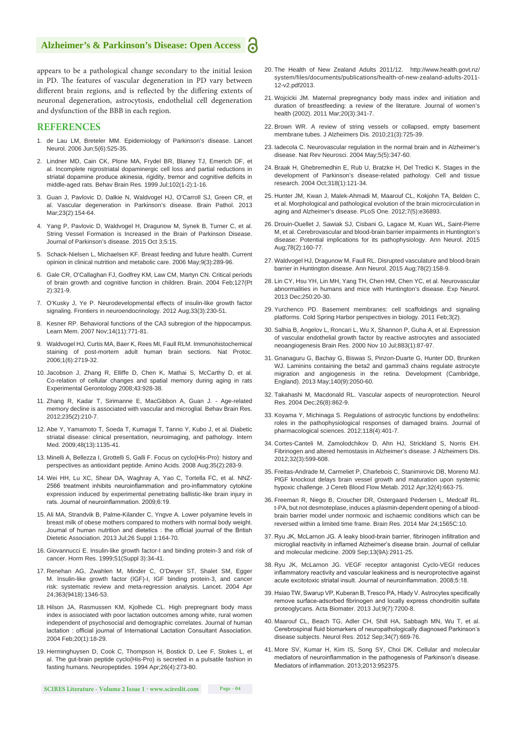appears to be a pathological change secondary to the initial lesion in PD. The features of vascular degeneration in PD vary between different brain regions, and is reflected by the differing extents of neuronal degeneration, astrocytosis, endothelial cell degeneration and dysfunction of the BBB in each region.

## REFERENCES

1. de Lau LM, Breteler MM. Epidemiology of Parkinson's disease. Lancet Neurol. 2006 Jun;5(6):525-35.
2. Lindner MD, Cain CK, Plone MA, Frydel BR, Blaney TJ, Emerich DF, et al. Incomplete nigrostriatal dopaminergic cell loss and partial reductions in striatal dopamine produce akinesia, rigidity, tremor and cognitive deficits in middle-aged rats. Behav Brain Res. 1999 Jul;102(1-2):1-16.
3. Guan J, Pavlovic D, Dalkie N, Waldvogel HJ, O'Carroll SJ, Green CR, et al. Vascular degeneration in Parkinson's disease. Brain Pathol. 2013 Mar;23(2):154-64.
4. Yang P, Pavlovic D, Waldvogel H, Dragunow M, Synek B, Turner C, et al. String Vessel Formation is Increased in the Brain of Parkinson Disease. Journal of Parkinson's disease. 2015 Oct 3;5:15.
5. Schack-Nielsen L, Michaelsen KF. Breast feeding and future health. Current opinion in clinical nutrition and metabolic care. 2006 May;9(3):289-96.
6. Gale CR, O'Callaghan FJ, Godfrey KM, Law CM, Martyn CN. Critical periods of brain growth and cognitive function in children. Brain. 2004 Feb;127(Pt 2):321-9.
7. O'Kusky J, Ye P. Neurodevelopmental effects of insulin-like growth factor signaling. Frontiers in neuroendocrinology. 2012 Aug;33(3):230-51.
8. Kesner RP. Behavioral functions of the CA3 subregion of the hippocampus. Learn Mem. 2007 Nov;14(11):771-81.
9. Waldvogel HJ, Curtis MA, Baer K, Rees MI, Faull RLM. Immunohistochemical staining of post-mortem adult human brain sections. Nat Protoc. 2006;1(6):2719-32.
10. Jacobson J, Zhang R, Elliffe D, Chen K, Mathai S, McCarthy D, et al. Co-relation of cellular changes and spatial memory during aging in rats Experimental Gerontology 2008;43:928-38.
11. Zhang R, Kadar T, Sirimanne E, MacGibbon A, Guan J. - Age-related memory decline is associated with vascular and microglial. Behav Brain Res. 2012;235(2):210-7.
12. Abe Y, Yamamoto T, Soeda T, Kumagai T, Tanno Y, Kubo J, et al. Diabetic striatal disease: clinical presentation, neuroimaging, and pathology. Intern Med. 2009;48(13):1135-41.
13. Minelli A, Bellezza I, Grottelli S, Galli F. Focus on cyclo(His-Pro): history and perspectives as antioxidant peptide. Amino Acids. 2008 Aug;35(2):283-9.
14. Wei HH, Lu XC, Shear DA, Waghray A, Yao C, Tortella FC, et al. NNZ-2566 treatment inhibits neuroinflammation and pro-inflammatory cytokine expression induced by experimental penetrating ballistic-like brain injury in rats. Journal of neuroinflammation. 2009;6:19.
15. Ali MA, Strandvik B, Palme-Kilander C, Yngve A. Lower polyamine levels in breast milk of obese mothers compared to mothers with normal body weight. Journal of human nutrition and dietetics : the official journal of the British Dietetic Association. 2013 Jul;26 Suppl 1:164-70.
16. Giovannucci E. Insulin-like growth factor-I and binding protein-3 and risk of cancer. Horm Res. 1999;51(Suppl 3):34-41.
17. Renehan AG, Zwahlen M, Minder C, O'Dwyer ST, Shalet SM, Egger M. Insulin-like growth factor (IGF)-I, IGF binding protein-3, and cancer risk: systematic review and meta-regression analysis. Lancet. 2004 Apr 24;363(9418):1346-53.
18. Hilson JA, Rasmussen KM, Kjolhede CL. High prepregnant body mass index is associated with poor lactation outcomes among white, rural women independent of psychosocial and demographic correlates. Journal of human lactation : official journal of International Lactation Consultant Association. 2004 Feb;20(1):18-29.
19. Herminghuysen D, Cook C, Thompson H, Bostick D, Lee F, Stokes L, et al. The gut-brain peptide cyclo(His-Pro) is secreted in a pulsatile fashion in fasting humans. Neuropeptides. 1994 Apr;26(4):273-80.
20. The Health of New Zealand Adults 2011/12. http://www.health.govt.nz/system/files/documents/publications/health-of-new-zealand-adults-2011-12-v2.pdf2013.
21. Wojcicki JM. Maternal prepregnancy body mass index and initiation and duration of breastfeeding: a review of the literature. Journal of women's health (2002). 2011 Mar;20(3):341-7.
22. Brown WR. A review of string vessels or collapsed, empty basement membrane tubes. J Alzheimers Dis. 2010;21(3):725-39.
23. Iadecola C. Neurovascular regulation in the normal brain and in Alzheimer's disease. Nat Rev Neurosci. 2004 May;5(5):347-60.
24. Braak H, Ghebremedhin E, Rub U, Bratzke H, Del Tredici K. Stages in the development of Parkinson's disease-related pathology. Cell and tissue research. 2004 Oct;318(1):121-34.
25. Hunter JM, Kwan J, Malek-Ahmadi M, Maarouf CL, Kokjohn TA, Belden C, et al. Morphological and pathological evolution of the brain microcirculation in aging and Alzheimer's disease. PLoS One. 2012;7(5):e36893.
26. Drouin-Ouellet J, Sawiak SJ, Cisbani G, Lagace M, Kuan WL, Saint-Pierre M, et al. Cerebrovascular and blood-brain barrier impairments in Huntington's disease: Potential implications for its pathophysiology. Ann Neurol. 2015 Aug;78(2):160-77.
27. Waldvogel HJ, Dragunow M, Faull RL. Disrupted vasculature and blood-brain barrier in Huntington disease. Ann Neurol. 2015 Aug;78(2):158-9.
28. Lin CY, Hsu YH, Lin MH, Yang TH, Chen HM, Chen YC, et al. Neurovascular abnormalities in humans and mice with Huntington's disease. Exp Neurol. 2013 Dec;250:20-30.
29. Yurchenco PD. Basement membranes: cell scaffoldings and signaling platforms. Cold Spring Harbor perspectives in biology. 2011 Feb;3(2).
30. Salhia B, Angelov L, Roncari L, Wu X, Shannon P, Guha A, et al. Expression of vascular endothelial growth factor by reactive astrocytes and associated neoangiogenesis Brain Res. 2000 Nov 10 Jul;883(1):87-97.
31. Gnanaguru G, Bachay G, Biswas S, Pinzon-Duarte G, Hunter DD, Brunken WJ. Laminins containing the beta2 and gamma3 chains regulate astrocyte migration and angiogenesis in the retina. Development (Cambridge, England). 2013 May;140(9):2050-60.
32. Takahashi M, Macdonald RL. Vascular aspects of neuroprotection. Neurol Res. 2004 Dec;26(8):862-9.
33. Koyama Y, Michinaga S. Regulations of astrocytic functions by endothelins: roles in the pathophysiological responses of damaged brains. Journal of pharmacological sciences. 2012;118(4):401-7.
34. Cortes-Canteli M, Zamolodchikov D, Ahn HJ, Strickland S, Norris EH. Fibrinogen and altered hemostasis in Alzheimer's disease. J Alzheimers Dis. 2012;32(3):599-608.
35. Freitas-Andrade M, Carmeliet P, Charlebois C, Stanimirovic DB, Moreno MJ. PlGF knockout delays brain vessel growth and maturation upon systemic hypoxic challenge. J Cereb Blood Flow Metab. 2012 Apr;32(4):663-75.
36. Freeman R, Niego B, Croucher DR, Ostergaard Pedersen L, Medcalf RL. t-PA, but not desmoteplase, induces a plasmin-dependent opening of a blood-brain barrier model under normoxic and ischaemic conditions which can be reversed within a limited time frame. Brain Res. 2014 Mar 24;1565C:10.
37. Ryu JK, McLarnon JG. A leaky blood-brain barrier, fibrinogen infiltration and microglial reactivity in inflamed Alzheimer's disease brain. Journal of cellular and molecular medicine. 2009 Sep;13(9A):2911-25.
38. Ryu JK, McLarnon JG. VEGF receptor antagonist Cyclo-VEGI reduces inflammatory reactivity and vascular leakiness and is neuroprotective against acute excitotoxic striatal insult. Journal of neuroinflammation. 2008;5:18.
39. Hsiao TW, Swarup VP, Kuberan B, Tresco PA, Hlady V. Astrocytes specifically remove surface-adsorbed fibrinogen and locally express chondroitin sulfate proteoglycans. Acta Biomater. 2013 Jul;9(7):7200-8.
40. Maarouf CL, Beach TG, Adler CH, Shill HA, Sabbagh MN, Wu T, et al. Cerebrospinal fluid biomarkers of neuropathologically diagnosed Parkinson's disease subjects. Neurol Res. 2012 Sep;34(7):669-76.
41. More SV, Kumar H, Kim IS, Song SY, Choi DK. Cellular and molecular mediators of neuroinflammation in the pathogenesis of Parkinson's disease. Mediators of inflammation. 2013;2013:952375.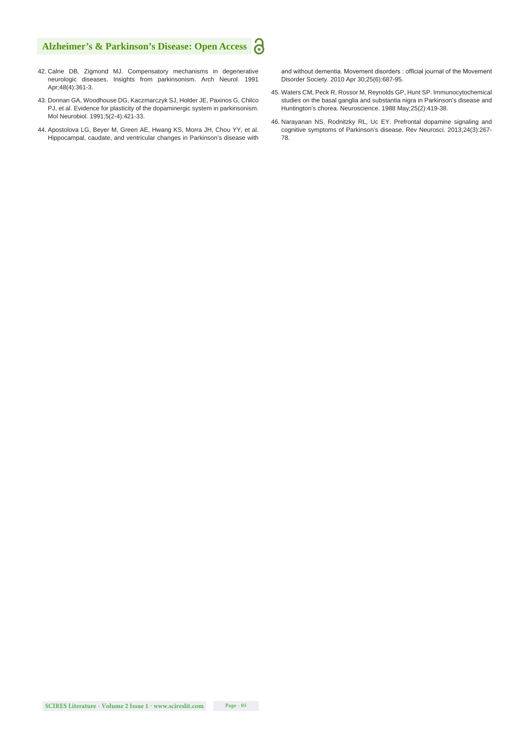42. Calne DB, Zigmond MJ. Compensatory mechanisms in degenerative neurologic diseases. Insights from parkinsonism. Arch Neurol. 1991 Apr;48(4):361-3.

43. Donnan GA, Woodhouse DG, Kaczmarczyk SJ, Holder JE, Paxinos G, Chilco PJ, et al. Evidence for plasticity of the dopaminergic system in parkinsonism. Mol Neurobiol. 1991;5(2-4):421-33.

44. Apostolova LG, Beyer M, Green AE, Hwang KS, Morra JH, Chou YY, et al. Hippocampal, caudate, and ventricular changes in Parkinson's disease with and without dementia. Movement disorders : official journal of the Movement Disorder Society. 2010 Apr 30;25(6):687-95.

45. Waters CM, Peck R, Rossor M, Reynolds GP, Hunt SP. Immunocytochemical studies on the basal ganglia and substantia nigra in Parkinson's disease and Huntington's chorea. Neuroscience. 1988 May;25(2):419-38.

46. Narayanan NS, Rodnitzky RL, Uc EY. Prefrontal dopamine signaling and cognitive symptoms of Parkinson's disease. Rev Neurosci. 2013;24(3):267-78.